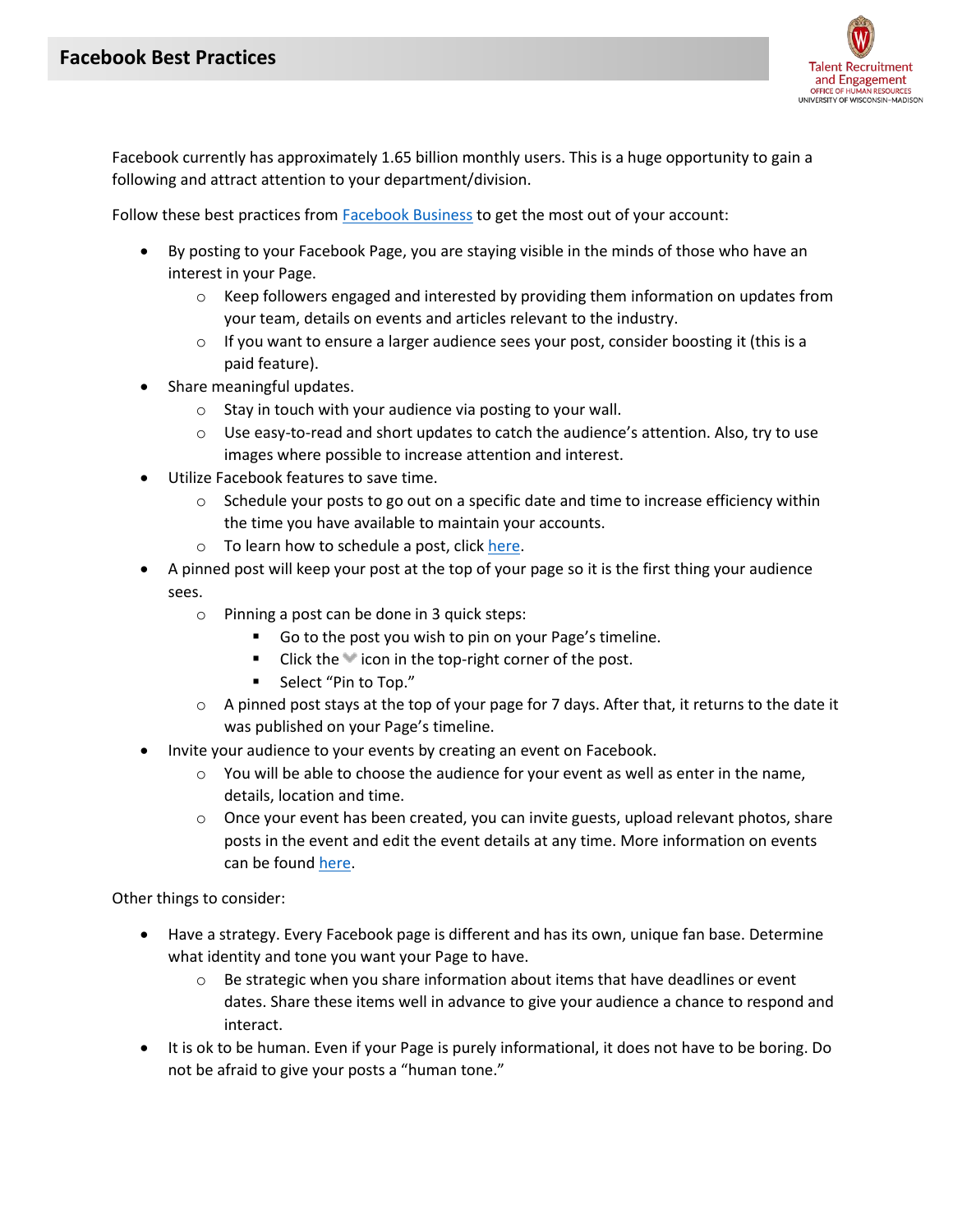# Facebook Best Practices

Talent Recruitment and Engagement
OFFICE OF HUMAN RESOURCES
UNIVERSITY OF WISCONSIN–MADISON

Facebook currently has approximately 1.65 billion monthly users. This is a huge opportunity to gain a following and attract attention to your department/division.

Follow these best practices from Facebook Business to get the most out of your account:

- By posting to your Facebook Page, you are staying visible in the minds of those who have an interest in your Page.
  - Keep followers engaged and interested by providing them information on updates from your team, details on events and articles relevant to the industry.
  - If you want to ensure a larger audience sees your post, consider boosting it (this is a paid feature).
- Share meaningful updates.
  - Stay in touch with your audience via posting to your wall.
  - Use easy-to-read and short updates to catch the audience's attention. Also, try to use images where possible to increase attention and interest.
- Utilize Facebook features to save time.
  - Schedule your posts to go out on a specific date and time to increase efficiency within the time you have available to maintain your accounts.
  - To learn how to schedule a post, click here.
- A pinned post will keep your post at the top of your page so it is the first thing your audience sees.
  - Pinning a post can be done in 3 quick steps:
    - Go to the post you wish to pin on your Page's timeline.
    - Click the icon in the top-right corner of the post.
    - Select "Pin to Top."
  - A pinned post stays at the top of your page for 7 days. After that, it returns to the date it was published on your Page's timeline.
- Invite your audience to your events by creating an event on Facebook.
  - You will be able to choose the audience for your event as well as enter in the name, details, location and time.
  - Once your event has been created, you can invite guests, upload relevant photos, share posts in the event and edit the event details at any time. More information on events can be found here.

Other things to consider:

- Have a strategy. Every Facebook page is different and has its own, unique fan base. Determine what identity and tone you want your Page to have.
  - Be strategic when you share information about items that have deadlines or event dates. Share these items well in advance to give your audience a chance to respond and interact.
- It is ok to be human. Even if your Page is purely informational, it does not have to be boring. Do not be afraid to give your posts a "human tone."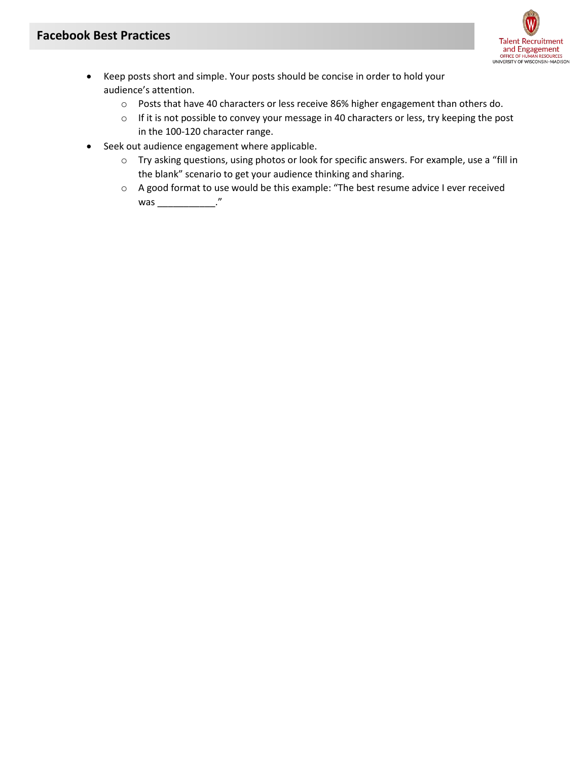- Keep posts short and simple. Your posts should be concise in order to hold your audience's attention.
  - Posts that have 40 characters or less receive 86% higher engagement than others do.
  - If it is not possible to convey your message in 40 characters or less, try keeping the post in the 100-120 character range.
- Seek out audience engagement where applicable.
  - Try asking questions, using photos or look for specific answers. For example, use a "fill in the blank" scenario to get your audience thinking and sharing.
  - A good format to use would be this example: "The best resume advice I ever received was ___________."